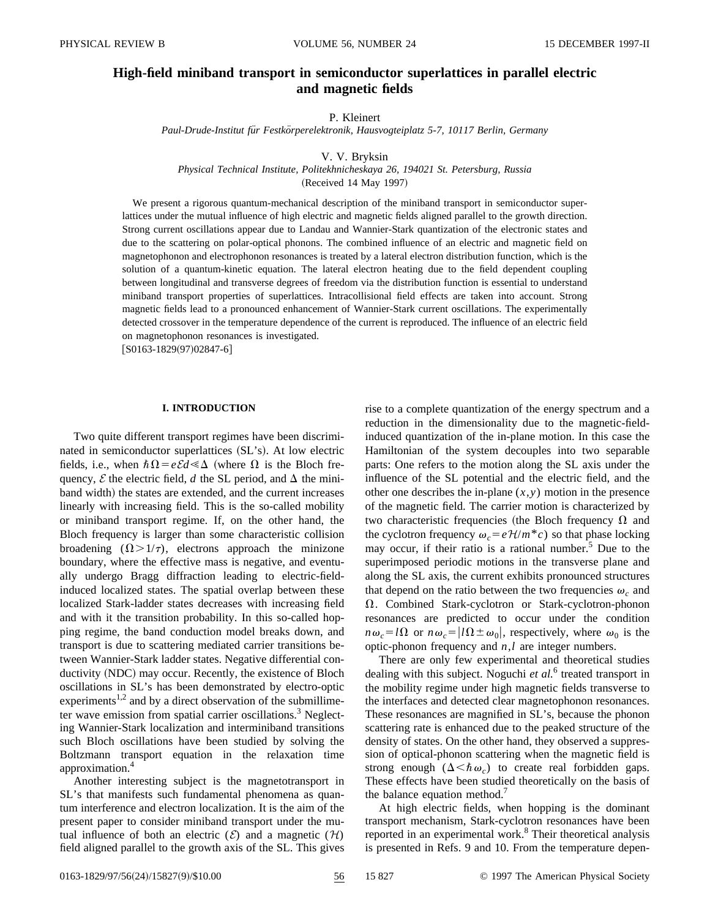# High-field miniband transport in semiconductor superlattices in parallel electric and magnetic fields

P. Kleinert

*Paul-Drude-Institut für Festkörperelektronik, Hausvogteiplatz 5-7, 10117 Berlin, Germany*

V. V. Bryksin

*Physical Technical Institute, Politekhnicheskaya 26, 194021 St. Petersburg, Russia*

(Received 14 May 1997)

We present a rigorous quantum-mechanical description of the miniband transport in semiconductor superlattices under the mutual influence of high electric and magnetic fields aligned parallel to the growth direction. Strong current oscillations appear due to Landau and Wannier-Stark quantization of the electronic states and due to the scattering on polar-optical phonons. The combined influence of an electric and magnetic field on magnetophonon and electrophonon resonances is treated by a lateral electron distribution function, which is the solution of a quantum-kinetic equation. The lateral electron heating due to the field dependent coupling between longitudinal and transverse degrees of freedom via the distribution function is essential to understand miniband transport properties of superlattices. Intracollisional field effects are taken into account. Strong magnetic fields lead to a pronounced enhancement of Wannier-Stark current oscillations. The experimentally detected crossover in the temperature dependence of the current is reproduced. The influence of an electric field on magnetophonon resonances is investigated.

[S0163-1829(97)02847-6]

## I. INTRODUCTION

Two quite different transport regimes have been discriminated in semiconductor superlattices (SL's). At low electric fields, i.e., when $\hbar\Omega = e\mathcal{E}d \ll \Delta$ (where $\Omega$ is the Bloch frequency, $\mathcal{E}$ the electric field, $d$ the SL period, and $\Delta$ the miniband width) the states are extended, and the current increases linearly with increasing field. This is the so-called mobility or miniband transport regime. If, on the other hand, the Bloch frequency is larger than some characteristic collision broadening ($\Omega > 1/\tau$), electrons approach the minizone boundary, where the effective mass is negative, and eventually undergo Bragg diffraction leading to electric-field-induced localized states. The spatial overlap between these localized Stark-ladder states decreases with increasing field and with it the transition probability. In this so-called hopping regime, the band conduction model breaks down, and transport is due to scattering mediated carrier transitions between Wannier-Stark ladder states. Negative differential conductivity (NDC) may occur. Recently, the existence of Bloch oscillations in SL's has been demonstrated by electro-optic experiments[1,2] and by a direct observation of the submillimeter wave emission from spatial carrier oscillations.[3] Neglecting Wannier-Stark localization and interminiband transitions such Bloch oscillations have been studied by solving the Boltzmann transport equation in the relaxation time approximation.[4]

Another interesting subject is the magnetotransport in SL's that manifests such fundamental phenomena as quantum interference and electron localization. It is the aim of the present paper to consider miniband transport under the mutual influence of both an electric ($\mathcal{E}$) and a magnetic ($\mathcal{H}$) field aligned parallel to the growth axis of the SL. This gives rise to a complete quantization of the energy spectrum and a reduction in the dimensionality due to the magnetic-field-induced quantization of the in-plane motion. In this case the Hamiltonian of the system decouples into two separable parts: One refers to the motion along the SL axis under the influence of the SL potential and the electric field, and the other one describes the in-plane $(x,y)$ motion in the presence of the magnetic field. The carrier motion is characterized by two characteristic frequencies (the Bloch frequency $\Omega$ and the cyclotron frequency $\omega_c = e\mathcal{H}/m^*c$) so that phase locking may occur, if their ratio is a rational number.[5] Due to the superimposed periodic motions in the transverse plane and along the SL axis, the current exhibits pronounced structures that depend on the ratio between the two frequencies $\omega_c$ and $\Omega$. Combined Stark-cyclotron or Stark-cyclotron-phonon resonances are predicted to occur under the condition $n\omega_c = l\Omega$ or $n\omega_c = |l\Omega \pm \omega_0|$, respectively, where $\omega_0$ is the optic-phonon frequency and $n,l$ are integer numbers.

There are only few experimental and theoretical studies dealing with this subject. Noguchi *et al.*[6] treated transport in the mobility regime under high magnetic fields transverse to the interfaces and detected clear magnetophonon resonances. These resonances are magnified in SL's, because the phonon scattering rate is enhanced due to the peaked structure of the density of states. On the other hand, they observed a suppression of optical-phonon scattering when the magnetic field is strong enough ($\Delta < \hbar\omega_c$) to create real forbidden gaps. These effects have been studied theoretically on the basis of the balance equation method.[7]

At high electric fields, when hopping is the dominant transport mechanism, Stark-cyclotron resonances have been reported in an experimental work.[8] Their theoretical analysis is presented in Refs. 9 and 10. From the temperature depen-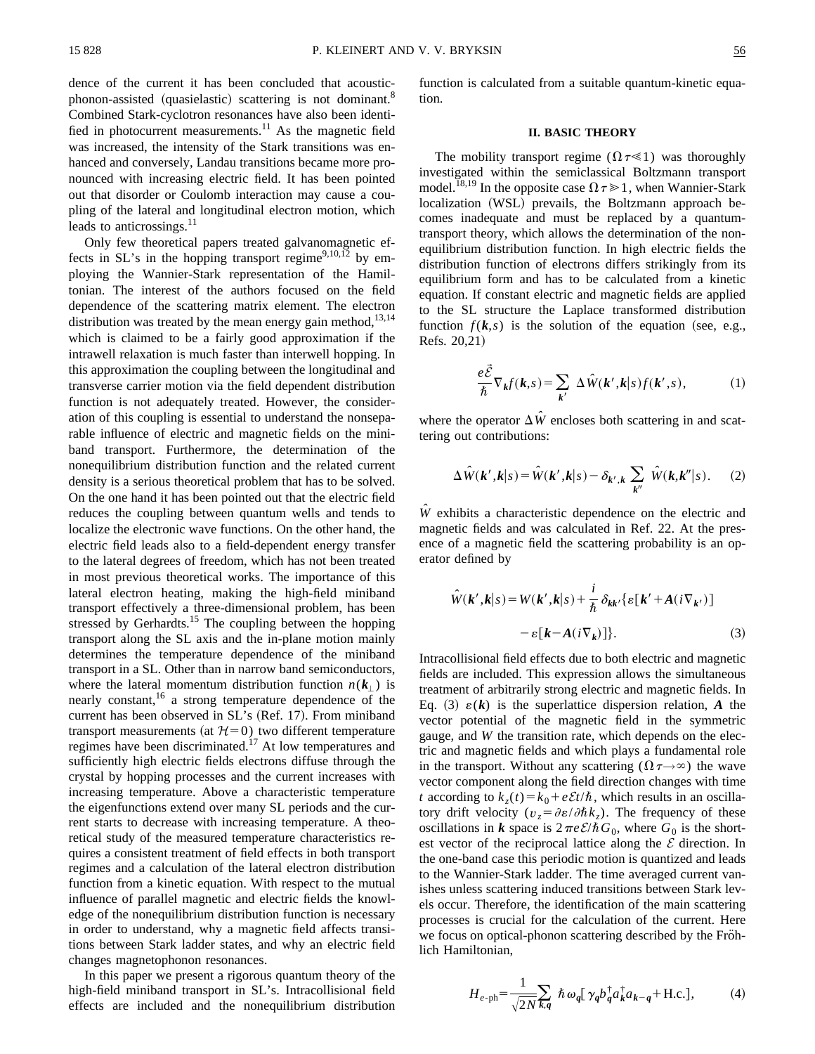dence of the current it has been concluded that acoustic-phonon-assisted (quasielastic) scattering is not dominant.[8] Combined Stark-cyclotron resonances have also been identified in photocurrent measurements.[11] As the magnetic field was increased, the intensity of the Stark transitions was enhanced and conversely, Landau transitions became more pronounced with increasing electric field. It has been pointed out that disorder or Coulomb interaction may cause a coupling of the lateral and longitudinal electron motion, which leads to anticrossings.[11]

Only few theoretical papers treated galvanomagnetic effects in SL's in the hopping transport regime[9,10,12] by employing the Wannier-Stark representation of the Hamiltonian. The interest of the authors focused on the field dependence of the scattering matrix element. The electron distribution was treated by the mean energy gain method,[13,14] which is claimed to be a fairly good approximation if the intrawell relaxation is much faster than interwell hopping. In this approximation the coupling between the longitudinal and transverse carrier motion via the field dependent distribution function is not adequately treated. However, the consideration of this coupling is essential to understand the nonseparable influence of electric and magnetic fields on the miniband transport. Furthermore, the determination of the nonequilibrium distribution function and the related current density is a serious theoretical problem that has to be solved. On the one hand it has been pointed out that the electric field reduces the coupling between quantum wells and tends to localize the electronic wave functions. On the other hand, the electric field leads also to a field-dependent energy transfer to the lateral degrees of freedom, which has not been treated in most previous theoretical works. The importance of this lateral electron heating, making the high-field miniband transport effectively a three-dimensional problem, has been stressed by Gerhardts.[15] The coupling between the hopping transport along the SL axis and the in-plane motion mainly determines the temperature dependence of the miniband transport in a SL. Other than in narrow band semiconductors, where the lateral momentum distribution function $n(\boldsymbol{k}_\perp)$ is nearly constant,[16] a strong temperature dependence of the current has been observed in SL's (Ref. 17). From miniband transport measurements (at $\mathcal{H}=0$) two different temperature regimes have been discriminated.[17] At low temperatures and sufficiently high electric fields electrons diffuse through the crystal by hopping processes and the current increases with increasing temperature. Above a characteristic temperature the eigenfunctions extend over many SL periods and the current starts to decrease with increasing temperature. A theoretical study of the measured temperature characteristics requires a consistent treatment of field effects in both transport regimes and a calculation of the lateral electron distribution function from a kinetic equation. With respect to the mutual influence of parallel magnetic and electric fields the knowledge of the nonequilibrium distribution function is necessary in order to understand, why a magnetic field affects transitions between Stark ladder states, and why an electric field changes magnetophonon resonances.

In this paper we present a rigorous quantum theory of the high-field miniband transport in SL's. Intracollisional field effects are included and the nonequilibrium distribution function is calculated from a suitable quantum-kinetic equation.

## II. BASIC THEORY

The mobility transport regime ($\Omega\tau \ll 1$) was thoroughly investigated within the semiclassical Boltzmann transport model.[18,19] In the opposite case $\Omega\tau \gg 1$, when Wannier-Stark localization (WSL) prevails, the Boltzmann approach becomes inadequate and must be replaced by a quantum-transport theory, which allows the determination of the nonequilibrium distribution function. In high electric fields the distribution function of electrons differs strikingly from its equilibrium form and has to be calculated from a kinetic equation. If constant electric and magnetic fields are applied to the SL structure the Laplace transformed distribution function $f(\boldsymbol{k},s)$ is the solution of the equation (see, e.g., Refs. 20,21)

$$\frac{e\vec{\mathcal{E}}}{\hbar}\nabla_{\boldsymbol{k}} f(\boldsymbol{k},s) = \sum_{\boldsymbol{k}'} \Delta \hat{W}(\boldsymbol{k}',\boldsymbol{k}|s) f(\boldsymbol{k}',s), \tag{1}$$

where the operator $\Delta \hat{W}$ encloses both scattering in and scattering out contributions:

$$\Delta \hat{W}(\boldsymbol{k}',\boldsymbol{k}|s) = \hat{W}(\boldsymbol{k}',\boldsymbol{k}|s) - \delta_{\boldsymbol{k}',\boldsymbol{k}} \sum_{\boldsymbol{k}''} \hat{W}(\boldsymbol{k},\boldsymbol{k}''|s). \tag{2}$$

$\hat{W}$ exhibits a characteristic dependence on the electric and magnetic fields and was calculated in Ref. 22. At the presence of a magnetic field the scattering probability is an operator defined by

$$\hat{W}(\boldsymbol{k}',\boldsymbol{k}|s) = W(\boldsymbol{k}',\boldsymbol{k}|s) + \frac{i}{\hbar}\delta_{\boldsymbol{k}\boldsymbol{k}'}\{\varepsilon[\boldsymbol{k}' + \boldsymbol{A}(i\nabla_{\boldsymbol{k}'})] - \varepsilon[\boldsymbol{k} - \boldsymbol{A}(i\nabla_{\boldsymbol{k}})]\}. \tag{3}$$

Intracollisional field effects due to both electric and magnetic fields are included. This expression allows the simultaneous treatment of arbitrarily strong electric and magnetic fields. In Eq. (3) $\varepsilon(\boldsymbol{k})$ is the superlattice dispersion relation, $\boldsymbol{A}$ the vector potential of the magnetic field in the symmetric gauge, and $W$ the transition rate, which depends on the electric and magnetic fields and which plays a fundamental role in the transport. Without any scattering ($\Omega\tau \to \infty$) the wave vector component along the field direction changes with time $t$ according to $k_z(t) = k_0 + e\mathcal{E}t/\hbar$, which results in an oscillatory drift velocity ($v_z = \partial\varepsilon/\partial\hbar k_z$). The frequency of these oscillations in $\boldsymbol{k}$ space is $2\pi e\mathcal{E}/\hbar G_0$, where $G_0$ is the shortest vector of the reciprocal lattice along the $\mathcal{E}$ direction. In the one-band case this periodic motion is quantized and leads to the Wannier-Stark ladder. The time averaged current vanishes unless scattering induced transitions between Stark levels occur. Therefore, the identification of the main scattering processes is crucial for the calculation of the current. Here we focus on optical-phonon scattering described by the Fröhlich Hamiltonian,

$$H_{e\text{-ph}} = \frac{1}{\sqrt{2N}} \sum_{\boldsymbol{k},\boldsymbol{q}} \hbar\omega_{\boldsymbol{q}} [\gamma_{\boldsymbol{q}} b_{\boldsymbol{q}}^{\dagger} a_{\boldsymbol{k}}^{\dagger} a_{\boldsymbol{k}-\boldsymbol{q}} + \text{H.c.}], \tag{4}$$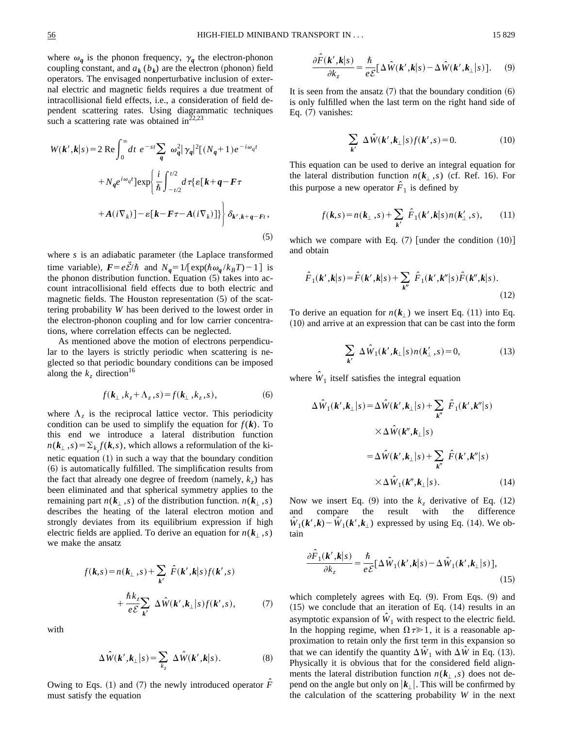where $\omega_{\boldsymbol{q}}$ is the phonon frequency, $\gamma_{\boldsymbol{q}}$ the electron-phonon coupling constant, and $a_{\boldsymbol{k}}$ ($b_{\boldsymbol{k}}$) are the electron (phonon) field operators. The envisaged nonperturbative inclusion of external electric and magnetic fields requires a due treatment of intracollisional field effects, i.e., a consideration of field dependent scattering rates. Using diagrammatic techniques such a scattering rate was obtained in[22,23]

$$W(\boldsymbol{k}',\boldsymbol{k}|s)=2\,\mathrm{Re}\int_0^\infty dt\; e^{-st}\sum_{\boldsymbol{q}}\;\omega_{\boldsymbol{q}}^2|\gamma_{\boldsymbol{q}}|^2[(N_{\boldsymbol{q}}+1)e^{-i\omega_{\boldsymbol{q}}t}+N_{\boldsymbol{q}}e^{i\omega_{\boldsymbol{q}}t}]\exp\left\{\frac{i}{\hbar}\int_{-t/2}^{t/2}d\tau\{\varepsilon[\boldsymbol{k}+\boldsymbol{q}-\boldsymbol{F}\tau+\boldsymbol{A}(i\nabla_k)]-\varepsilon[\boldsymbol{k}-\boldsymbol{F}\tau-\boldsymbol{A}(i\nabla_k)]\}\right\}\delta_{\boldsymbol{k}',\boldsymbol{k}+\boldsymbol{q}-\boldsymbol{F}t},\tag{5}$$

where $s$ is an adiabatic parameter (the Laplace transformed time variable), $\boldsymbol{F}=e\vec{\mathcal{E}}/\hbar$ and $N_{\boldsymbol{q}}=1/[\exp(\hbar\omega_{\boldsymbol{q}}/k_BT)-1]$ is the phonon distribution function. Equation (5) takes into account intracollisional field effects due to both electric and magnetic fields. The Houston representation (5) of the scattering probability $W$ has been derived to the lowest order in the electron-phonon coupling and for low carrier concentrations, where correlation effects can be neglected.

As mentioned above the motion of electrons perpendicular to the layers is strictly periodic when scattering is neglected so that periodic boundary conditions can be imposed along the $k_z$ direction[16]

$$f(\boldsymbol{k}_\perp,k_z+\Lambda_z,s)=f(\boldsymbol{k}_\perp,k_z,s),\tag{6}$$

where $\Lambda_z$ is the reciprocal lattice vector. This periodicity condition can be used to simplify the equation for $f(\boldsymbol{k})$. To this end we introduce a lateral distribution function $n(\boldsymbol{k}_\perp,s)=\Sigma_{k_z}f(\boldsymbol{k},s)$, which allows a reformulation of the kinetic equation (1) in such a way that the boundary condition (6) is automatically fulfilled. The simplification results from the fact that already one degree of freedom (namely, $k_z$) has been eliminated and that spherical symmetry applies to the remaining part $n(\boldsymbol{k}_\perp,s)$ of the distribution function. $n(\boldsymbol{k}_\perp,s)$ describes the heating of the lateral electron motion and strongly deviates from its equilibrium expression if high electric fields are applied. To derive an equation for $n(\boldsymbol{k}_\perp,s)$ we make the ansatz

$$f(\boldsymbol{k},s)=n(\boldsymbol{k}_\perp,s)+\sum_{\boldsymbol{k}'}\hat{F}(\boldsymbol{k}',\boldsymbol{k}|s)f(\boldsymbol{k}',s)+\frac{\hbar k_z}{e\mathcal{E}}\sum_{\boldsymbol{k}'}\Delta\hat{W}(\boldsymbol{k}',\boldsymbol{k}_\perp|s)f(\boldsymbol{k}',s),\tag{7}$$

with

$$\Delta\hat{W}(\boldsymbol{k}',\boldsymbol{k}_\perp|s)=\sum_{k_z}\Delta\hat{W}(\boldsymbol{k}',\boldsymbol{k}|s).\tag{8}$$

Owing to Eqs. (1) and (7) the newly introduced operator $\hat{F}$ must satisfy the equation

$$\frac{\partial\hat{F}(\boldsymbol{k}',\boldsymbol{k}|s)}{\partial k_z}=\frac{\hbar}{e\mathcal{E}}[\Delta\hat{W}(\boldsymbol{k}',\boldsymbol{k}|s)-\Delta\hat{W}(\boldsymbol{k}',\boldsymbol{k}_\perp|s)].\tag{9}$$

It is seen from the ansatz (7) that the boundary condition (6) is only fulfilled when the last term on the right hand side of Eq. (7) vanishes:

$$\sum_{\boldsymbol{k}'}\Delta\hat{W}(\boldsymbol{k}',\boldsymbol{k}_\perp|s)f(\boldsymbol{k}',s)=0.\tag{10}$$

This equation can be used to derive an integral equation for the lateral distribution function $n(\boldsymbol{k}_\perp,s)$ (cf. Ref. 16). For this purpose a new operator $\hat{F}_1$ is defined by

$$f(\boldsymbol{k},s)=n(\boldsymbol{k}_\perp,s)+\sum_{\boldsymbol{k}'}\hat{F}_1(\boldsymbol{k}',\boldsymbol{k}|s)n(\boldsymbol{k}_\perp',s),\tag{11}$$

which we compare with Eq. (7) [under the condition (10)] and obtain

$$\hat{F}_1(\boldsymbol{k}',\boldsymbol{k}|s)=\hat{F}(\boldsymbol{k}',\boldsymbol{k}|s)+\sum_{\boldsymbol{k}''}\hat{F}_1(\boldsymbol{k}',\boldsymbol{k}''|s)\hat{F}(\boldsymbol{k}'',\boldsymbol{k}|s).\tag{12}$$

To derive an equation for $n(\boldsymbol{k}_\perp)$ we insert Eq. (11) into Eq. (10) and arrive at an expression that can be cast into the form

$$\sum_{\boldsymbol{k}'}\Delta\hat{W}_1(\boldsymbol{k}',\boldsymbol{k}_\perp|s)n(\boldsymbol{k}_\perp',s)=0,\tag{13}$$

where $\hat{W}_1$ itself satisfies the integral equation

$$\begin{aligned}\Delta\hat{W}_1(\boldsymbol{k}',\boldsymbol{k}_\perp|s)&=\Delta\hat{W}(\boldsymbol{k}',\boldsymbol{k}_\perp|s)+\sum_{\boldsymbol{k}''}\hat{F}_1(\boldsymbol{k}',\boldsymbol{k}''|s)\times\Delta\hat{W}(\boldsymbol{k}'',\boldsymbol{k}_\perp|s)\\&=\Delta\hat{W}(\boldsymbol{k}',\boldsymbol{k}_\perp|s)+\sum_{\boldsymbol{k}''}\hat{F}(\boldsymbol{k}',\boldsymbol{k}''|s)\times\Delta\hat{W}_1(\boldsymbol{k}'',\boldsymbol{k}_\perp|s).\end{aligned}\tag{14}$$

Now we insert Eq. (9) into the $k_z$ derivative of Eq. (12) and compare the result with the difference $\hat{W}_1(\boldsymbol{k}',\boldsymbol{k})-\hat{W}_1(\boldsymbol{k}',\boldsymbol{k}_\perp)$ expressed by using Eq. (14). We obtain

$$\frac{\partial\hat{F}_1(\boldsymbol{k}',\boldsymbol{k}|s)}{\partial k_z}=\frac{\hbar}{e\mathcal{E}}[\Delta\hat{W}_1(\boldsymbol{k}',\boldsymbol{k}|s)-\Delta\hat{W}_1(\boldsymbol{k}',\boldsymbol{k}_\perp|s)],\tag{15}$$

which completely agrees with Eq. (9). From Eqs. (9) and (15) we conclude that an iteration of Eq. (14) results in an asymptotic expansion of $\hat{W}_1$ with respect to the electric field. In the hopping regime, when $\Omega\tau\gg1$, it is a reasonable approximation to retain only the first term in this expansion so that we can identify the quantity $\Delta\hat{W}_1$ with $\Delta\hat{W}$ in Eq. (13). Physically it is obvious that for the considered field alignments the lateral distribution function $n(\boldsymbol{k}_\perp,s)$ does not depend on the angle but only on $|\boldsymbol{k}_\perp|$. This will be confirmed by the calculation of the scattering probability $W$ in the next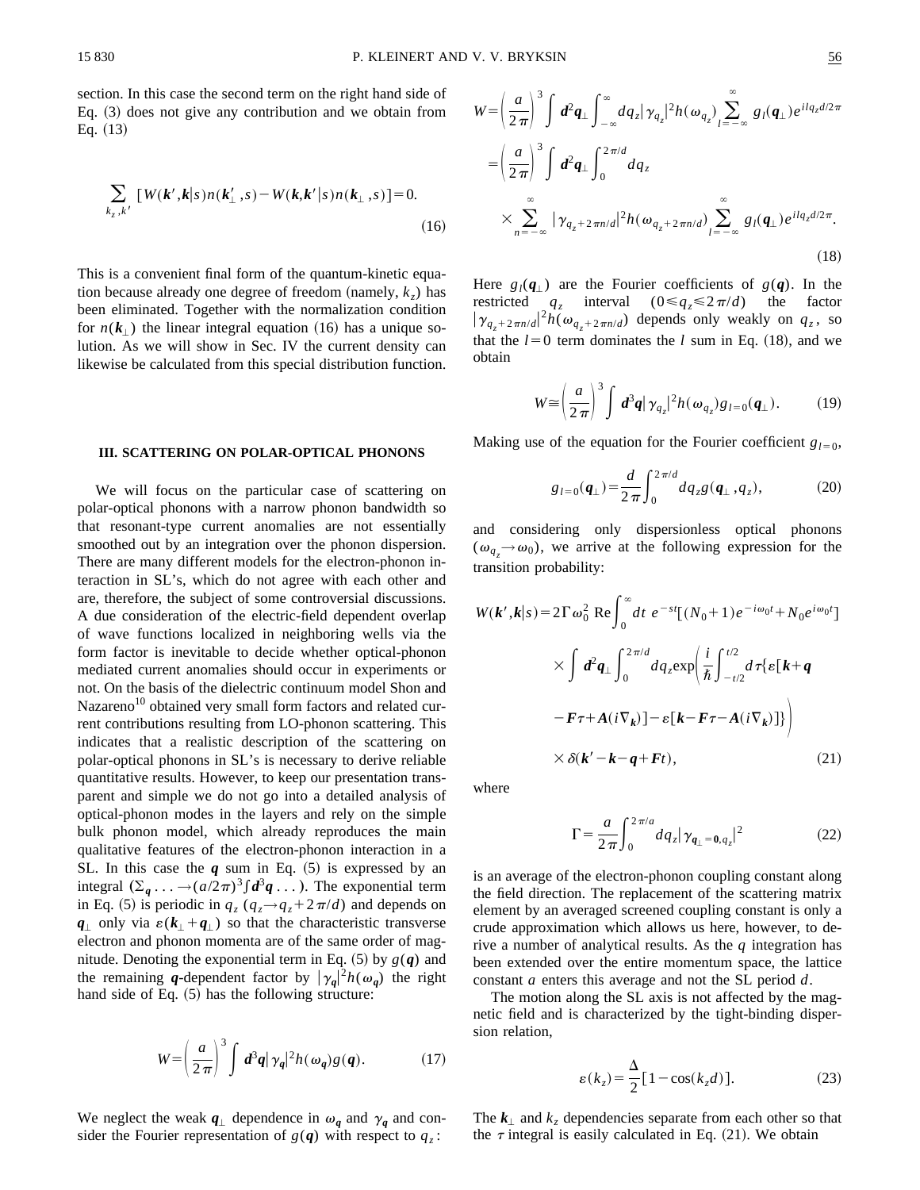section. In this case the second term on the right hand side of Eq. (3) does not give any contribution and we obtain from Eq. (13)

$$\sum_{k_z,k'} [W(\boldsymbol{k}',\boldsymbol{k}|s)n(\boldsymbol{k}'_\perp,s) - W(\boldsymbol{k},\boldsymbol{k}'|s)n(\boldsymbol{k}_\perp,s)] = 0. \tag{16}$$

This is a convenient final form of the quantum-kinetic equation because already one degree of freedom (namely, $k_z$) has been eliminated. Together with the normalization condition for $n(\boldsymbol{k}_\perp)$ the linear integral equation (16) has a unique solution. As we will show in Sec. IV the current density can likewise be calculated from this special distribution function.

## III. SCATTERING ON POLAR-OPTICAL PHONONS

We will focus on the particular case of scattering on polar-optical phonons with a narrow phonon bandwidth so that resonant-type current anomalies are not essentially smoothed out by an integration over the phonon dispersion. There are many different models for the electron-phonon interaction in SL's, which do not agree with each other and are, therefore, the subject of some controversial discussions. A due consideration of the electric-field dependent overlap of wave functions localized in neighboring wells via the form factor is inevitable to decide whether optical-phonon mediated current anomalies should occur in experiments or not. On the basis of the dielectric continuum model Shon and Nazareno[10] obtained very small form factors and related current contributions resulting from LO-phonon scattering. This indicates that a realistic description of the scattering on polar-optical phonons in SL's is necessary to derive reliable quantitative results. However, to keep our presentation transparent and simple we do not go into a detailed analysis of optical-phonon modes in the layers and rely on the simple bulk phonon model, which already reproduces the main qualitative features of the electron-phonon interaction in a SL. In this case the $\boldsymbol{q}$ sum in Eq. (5) is expressed by an integral ($\sum_{\boldsymbol{q}} \ldots \to (a/2\pi)^3 \int \boldsymbol{d}^3\boldsymbol{q} \ldots$). The exponential term in Eq. (5) is periodic in $q_z$ ($q_z \to q_z + 2\pi/d$) and depends on $\boldsymbol{q}_\perp$ only via $\varepsilon(\boldsymbol{k}_\perp + \boldsymbol{q}_\perp)$ so that the characteristic transverse electron and phonon momenta are of the same order of magnitude. Denoting the exponential term in Eq. (5) by $g(\boldsymbol{q})$ and the remaining $\boldsymbol{q}$-dependent factor by $|\gamma_{\boldsymbol{q}}|^2 h(\omega_{\boldsymbol{q}})$ the right hand side of Eq. (5) has the following structure:

$$W = \left(\frac{a}{2\pi}\right)^3 \int \boldsymbol{d}^3\boldsymbol{q} |\gamma_{\boldsymbol{q}}|^2 h(\omega_{\boldsymbol{q}}) g(\boldsymbol{q}). \tag{17}$$

We neglect the weak $\boldsymbol{q}_\perp$ dependence in $\omega_{\boldsymbol{q}}$ and $\gamma_{\boldsymbol{q}}$ and consider the Fourier representation of $g(\boldsymbol{q})$ with respect to $q_z$:

$$\begin{aligned} W &= \left(\frac{a}{2\pi}\right)^3 \int \boldsymbol{d}^2\boldsymbol{q}_\perp \int_{-\infty}^{\infty} dq_z |\gamma_{q_z}|^2 h(\omega_{q_z}) \sum_{l=-\infty}^{\infty} g_l(\boldsymbol{q}_\perp) e^{ilq_z d/2\pi} \\ &= \left(\frac{a}{2\pi}\right)^3 \int \boldsymbol{d}^2\boldsymbol{q}_\perp \int_0^{2\pi/d} dq_z \\ &\quad \times \sum_{n=-\infty}^{\infty} |\gamma_{q_z+2\pi n/d}|^2 h(\omega_{q_z+2\pi n/d}) \sum_{l=-\infty}^{\infty} g_l(\boldsymbol{q}_\perp) e^{ilq_z d/2\pi}. \end{aligned} \tag{18}$$

Here $g_l(\boldsymbol{q}_\perp)$ are the Fourier coefficients of $g(\boldsymbol{q})$. In the restricted $q_z$ interval ($0 \leqslant q_z \leqslant 2\pi/d$) the factor $|\gamma_{q_z+2\pi n/d}|^2 h(\omega_{q_z+2\pi n/d})$ depends only weakly on $q_z$, so that the $l=0$ term dominates the $l$ sum in Eq. (18), and we obtain

$$W \cong \left(\frac{a}{2\pi}\right)^3 \int \boldsymbol{d}^3\boldsymbol{q} |\gamma_{q_z}|^2 h(\omega_{q_z}) g_{l=0}(\boldsymbol{q}_\perp). \tag{19}$$

Making use of the equation for the Fourier coefficient $g_{l=0}$,

$$g_{l=0}(\boldsymbol{q}_\perp) = \frac{d}{2\pi} \int_0^{2\pi/d} dq_z g(\boldsymbol{q}_\perp, q_z), \tag{20}$$

and considering only dispersionless optical phonons ($\omega_{q_z} \to \omega_0$), we arrive at the following expression for the transition probability:

$$\begin{aligned} W(\boldsymbol{k}',\boldsymbol{k}|s) &= 2\Gamma\omega_0^2 \,\mathrm{Re} \int_0^\infty dt\, e^{-st}[(N_0+1)e^{-i\omega_0 t} + N_0 e^{i\omega_0 t}] \\ &\quad \times \int \boldsymbol{d}^2\boldsymbol{q}_\perp \int_0^{2\pi/d} dq_z \exp\Bigg( \frac{i}{\hbar} \int_{-t/2}^{t/2} d\tau \{\varepsilon[\boldsymbol{k}+\boldsymbol{q} \\ &\quad - \boldsymbol{F}\tau + \boldsymbol{A}(i\nabla_{\boldsymbol{k}})] - \varepsilon[\boldsymbol{k} - \boldsymbol{F}\tau - \boldsymbol{A}(i\nabla_{\boldsymbol{k}})]\} \Bigg) \\ &\quad \times \delta(\boldsymbol{k}' - \boldsymbol{k} - \boldsymbol{q} + \boldsymbol{F}t), \end{aligned} \tag{21}$$

where

$$\Gamma = \frac{a}{2\pi} \int_0^{2\pi/a} dq_z |\gamma_{\boldsymbol{q}_\perp = \boldsymbol{0}, q_z}|^2 \tag{22}$$

is an average of the electron-phonon coupling constant along the field direction. The replacement of the scattering matrix element by an averaged screened coupling constant is only a crude approximation which allows us here, however, to derive a number of analytical results. As the $q$ integration has been extended over the entire momentum space, the lattice constant $a$ enters this average and not the SL period $d$.

The motion along the SL axis is not affected by the magnetic field and is characterized by the tight-binding dispersion relation,

$$\varepsilon(k_z) = \frac{\Delta}{2}[1 - \cos(k_z d)]. \tag{23}$$

The $\boldsymbol{k}_\perp$ and $k_z$ dependencies separate from each other so that the $\tau$ integral is easily calculated in Eq. (21). We obtain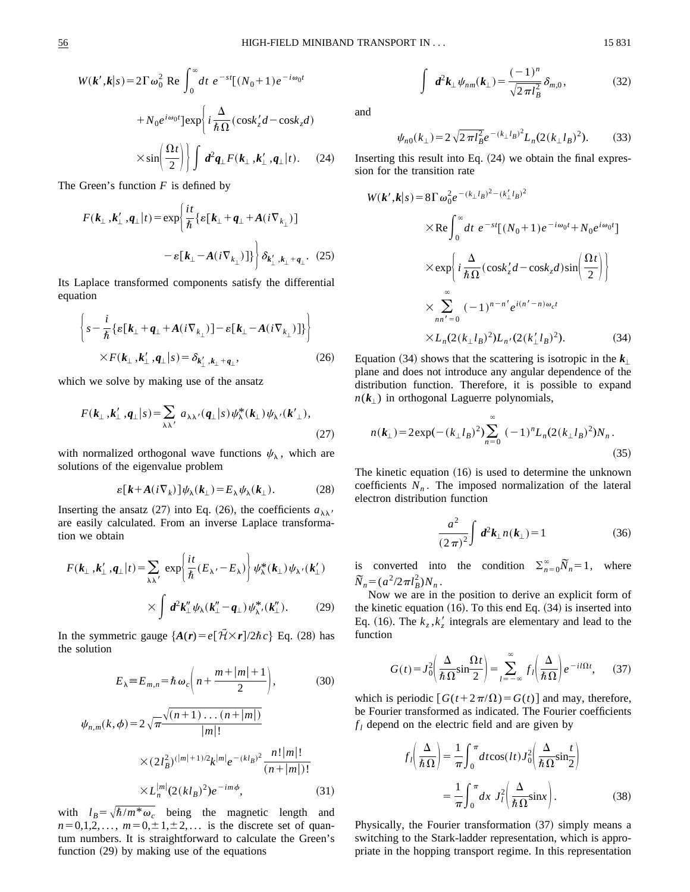$$W(\boldsymbol{k}',\boldsymbol{k}|s)=2\Gamma\omega_0^2\ \mathrm{Re}\int_0^\infty dt\ e^{-st}[(N_0+1)e^{-i\omega_0 t}+N_0e^{i\omega_0 t}]\exp\left\{i\frac{\Delta}{\hbar\Omega}(\cos k_z'd-\cos k_z d)\times\sin\left(\frac{\Omega t}{2}\right)\right\}\int \boldsymbol{d}^2\boldsymbol{q}_\perp F(\boldsymbol{k}_\perp,\boldsymbol{k}_\perp',\boldsymbol{q}_\perp|t). \tag{24}$$

The Green's function $F$ is defined by

$$F(\boldsymbol{k}_\perp,\boldsymbol{k}_\perp',\boldsymbol{q}_\perp|t)=\exp\left\{\frac{it}{\hbar}\{\varepsilon[\boldsymbol{k}_\perp+\boldsymbol{q}_\perp+\boldsymbol{A}(i\nabla_{\boldsymbol{k}_\perp})]-\varepsilon[\boldsymbol{k}_\perp-\boldsymbol{A}(i\nabla_{\boldsymbol{k}_\perp})]\}\right\}\delta_{\boldsymbol{k}_\perp',\boldsymbol{k}_\perp+\boldsymbol{q}_\perp}. \tag{25}$$

Its Laplace transformed components satisfy the differential equation

$$\left\{s-\frac{i}{\hbar}\{\varepsilon[\boldsymbol{k}_\perp+\boldsymbol{q}_\perp+\boldsymbol{A}(i\nabla_{\boldsymbol{k}_\perp})]-\varepsilon[\boldsymbol{k}_\perp-\boldsymbol{A}(i\nabla_{\boldsymbol{k}_\perp})]\}\right\}\times F(\boldsymbol{k}_\perp,\boldsymbol{k}_\perp',\boldsymbol{q}_\perp|s)=\delta_{\boldsymbol{k}_\perp',\boldsymbol{k}_\perp+\boldsymbol{q}_\perp}, \tag{26}$$

which we solve by making use of the ansatz

$$F(\boldsymbol{k}_\perp,\boldsymbol{k}_\perp',\boldsymbol{q}_\perp|s)=\sum_{\lambda\lambda'}a_{\lambda\lambda'}(\boldsymbol{q}_\perp|s)\psi_\lambda^*(\boldsymbol{k}_\perp)\psi_{\lambda'}(\boldsymbol{k}'_\perp), \tag{27}$$

with normalized orthogonal wave functions $\psi_\lambda$, which are solutions of the eigenvalue problem

$$\varepsilon[\boldsymbol{k}+\boldsymbol{A}(i\nabla_k)]\psi_\lambda(\boldsymbol{k}_\perp)=E_\lambda\psi_\lambda(\boldsymbol{k}_\perp). \tag{28}$$

Inserting the ansatz (27) into Eq. (26), the coefficients $a_{\lambda\lambda'}$ are easily calculated. From an inverse Laplace transformation we obtain

$$F(\boldsymbol{k}_\perp,\boldsymbol{k}_\perp',\boldsymbol{q}_\perp|t)=\sum_{\lambda\lambda'}\exp\left\{\frac{it}{\hbar}(E_{\lambda'}-E_\lambda)\right\}\psi_\lambda^*(\boldsymbol{k}_\perp)\psi_{\lambda'}(\boldsymbol{k}_\perp')\times\int \boldsymbol{d}^2\boldsymbol{k}_\perp''\psi_\lambda(\boldsymbol{k}_\perp''-\boldsymbol{q}_\perp)\psi_{\lambda'}^*(\boldsymbol{k}_\perp''). \tag{29}$$

In the symmetric gauge $\{\boldsymbol{A}(\boldsymbol{r})=e[\vec{\mathcal{H}}\times\boldsymbol{r}]/2\hbar c\}$ Eq. (28) has the solution

$$E_\lambda\equiv E_{m,n}=\hbar\omega_c\left(n+\frac{m+|m|+1}{2}\right), \tag{30}$$

$$\psi_{n,m}(k,\phi)=2\sqrt{\pi}\frac{\sqrt{(n+1)\dots(n+|m|)}}{|m|!}\times(2l_B^2)^{(|m|+1)/2}k^{|m|}e^{-(kl_B)^2}\frac{n!|m|!}{(n+|m|)!}\times L_n^{|m|}(2(kl_B)^2)e^{-im\phi}, \tag{31}$$

with $l_B=\sqrt{\hbar/m^*\omega_c}$ being the magnetic length and $n=0,1,2,\dots$, $m=0,\pm1,\pm2,\dots$ is the discrete set of quantum numbers. It is straightforward to calculate the Green's function (29) by making use of the equations

$$\int \boldsymbol{d}^2\boldsymbol{k}_\perp\psi_{nm}(\boldsymbol{k}_\perp)=\frac{(-1)^n}{\sqrt{2\pi l_B^2}}\delta_{m,0}, \tag{32}$$

and

$$\psi_{n0}(k_\perp)=2\sqrt{2\pi l_B^2}e^{-(k_\perp l_B)^2}L_n(2(k_\perp l_B)^2). \tag{33}$$

Inserting this result into Eq. (24) we obtain the final expression for the transition rate

$$W(\boldsymbol{k}',\boldsymbol{k}|s)=8\Gamma\omega_0^2e^{-(k_\perp l_B)^2-(k_\perp' l_B)^2}\times\mathrm{Re}\int_0^\infty dt\ e^{-st}[(N_0+1)e^{-i\omega_0 t}+N_0e^{i\omega_0 t}]\times\exp\left\{i\frac{\Delta}{\hbar\Omega}(\cos k_z'd-\cos k_zd)\sin\left(\frac{\Omega t}{2}\right)\right\}\times\sum_{nn'=0}^\infty(-1)^{n-n'}e^{i(n'-n)\omega_c t}\times L_n(2(k_\perp l_B)^2)L_{n'}(2(k_\perp' l_B)^2). \tag{34}$$

Equation (34) shows that the scattering is isotropic in the $\boldsymbol{k}_\perp$ plane and does not introduce any angular dependence of the distribution function. Therefore, it is possible to expand $n(\boldsymbol{k}_\perp)$ in orthogonal Laguerre polynomials,

$$n(\boldsymbol{k}_\perp)=2\exp(-(k_\perp l_B)^2)\sum_{n=0}^\infty(-1)^nL_n(2(k_\perp l_B)^2)N_n. \tag{35}$$

The kinetic equation (16) is used to determine the unknown coefficients $N_n$. The imposed normalization of the lateral electron distribution function

$$\frac{a^2}{(2\pi)^2}\int \boldsymbol{d}^2\boldsymbol{k}_\perp n(\boldsymbol{k}_\perp)=1 \tag{36}$$

is converted into the condition $\Sigma_{n=0}^\infty\tilde{N}_n=1$, where $\tilde{N}_n=(a^2/2\pi l_B^2)N_n$.

Now we are in the position to derive an explicit form of the kinetic equation (16). To this end Eq. (34) is inserted into Eq. (16). The $k_z,k_z'$ integrals are elementary and lead to the function

$$G(t)=J_0^2\left(\frac{\Delta}{\hbar\Omega}\sin\frac{\Omega t}{2}\right)=\sum_{l=-\infty}^{\infty}f_l\left(\frac{\Delta}{\hbar\Omega}\right)e^{-il\Omega t}, \tag{37}$$

which is periodic $[G(t+2\pi/\Omega)=G(t)]$ and may, therefore, be Fourier transformed as indicated. The Fourier coefficients $f_l$ depend on the electric field and are given by

$$f_l\left(\frac{\Delta}{\hbar\Omega}\right)=\frac{1}{\pi}\int_0^\pi dt\cos(lt)J_0^2\left(\frac{\Delta}{\hbar\Omega}\sin\frac{t}{2}\right)=\frac{1}{\pi}\int_0^\pi dx\ J_l^2\left(\frac{\Delta}{\hbar\Omega}\sin x\right). \tag{38}$$

Physically, the Fourier transformation (37) simply means a switching to the Stark-ladder representation, which is appropriate in the hopping transport regime. In this representation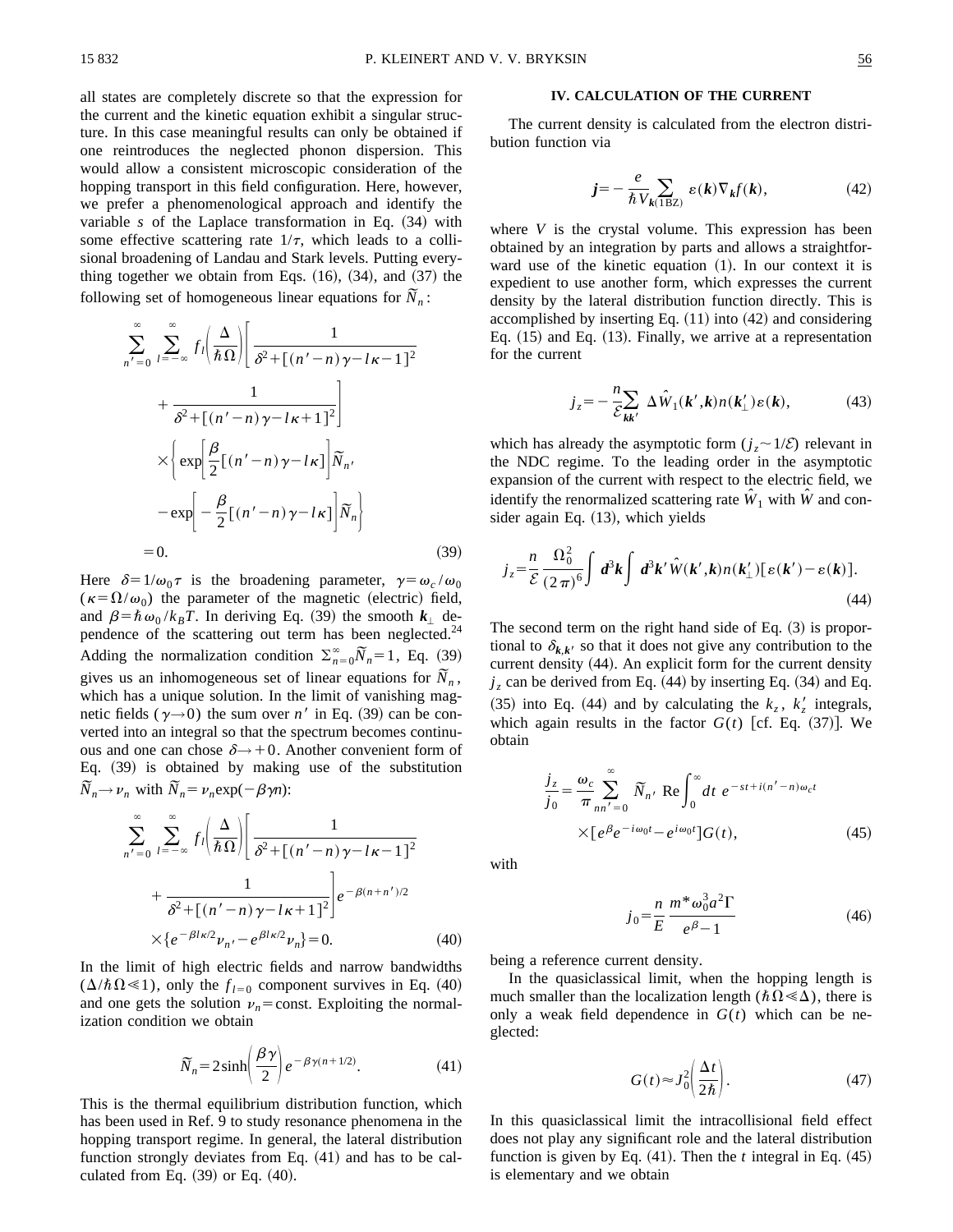all states are completely discrete so that the expression for the current and the kinetic equation exhibit a singular structure. In this case meaningful results can only be obtained if one reintroduces the neglected phonon dispersion. This would allow a consistent microscopic consideration of the hopping transport in this field configuration. Here, however, we prefer a phenomenological approach and identify the variable $s$ of the Laplace transformation in Eq. (34) with some effective scattering rate $1/\tau$, which leads to a collisional broadening of Landau and Stark levels. Putting everything together we obtain from Eqs. (16), (34), and (37) the following set of homogeneous linear equations for $\tilde{N}_n$:

$$\sum_{n'=0}^{\infty}\sum_{l=-\infty}^{\infty} f_l\left(\frac{\Delta}{\hbar\Omega}\right)\left[\frac{1}{\delta^2+[(n'-n)\gamma-l\kappa-1]^2}+\frac{1}{\delta^2+[(n'-n)\gamma-l\kappa+1]^2}\right]\times\left\{\exp\left[\frac{\beta}{2}[(n'-n)\gamma-l\kappa]\right]\tilde{N}_{n'}-\exp\left[-\frac{\beta}{2}[(n'-n)\gamma-l\kappa]\right]\tilde{N}_n\right\}=0. \tag{39}$$

Here $\delta=1/\omega_0\tau$ is the broadening parameter, $\gamma=\omega_c/\omega_0$ ($\kappa=\Omega/\omega_0$) the parameter of the magnetic (electric) field, and $\beta=\hbar\omega_0/k_BT$. In deriving Eq. (39) the smooth $\boldsymbol{k}_\perp$ dependence of the scattering out term has been neglected.[24] Adding the normalization condition $\sum_{n=0}^{\infty}\tilde{N}_n=1$, Eq. (39) gives us an inhomogeneous set of linear equations for $\tilde{N}_n$, which has a unique solution. In the limit of vanishing magnetic fields ($\gamma\to 0$) the sum over $n'$ in Eq. (39) can be converted into an integral so that the spectrum becomes continuous and one can chose $\delta\to+0$. Another convenient form of Eq. (39) is obtained by making use of the substitution $\tilde{N}_n\to\nu_n$ with $\tilde{N}_n=\nu_n\exp(-\beta\gamma n)$:

$$\sum_{n'=0}^{\infty}\sum_{l=-\infty}^{\infty} f_l\left(\frac{\Delta}{\hbar\Omega}\right)\left[\frac{1}{\delta^2+[(n'-n)\gamma-l\kappa-1]^2}+\frac{1}{\delta^2+[(n'-n)\gamma-l\kappa+1]^2}\right]e^{-\beta(n+n')/2}\times\{e^{-\beta l\kappa/2}\nu_{n'}-e^{\beta l\kappa/2}\nu_n\}=0. \tag{40}$$

In the limit of high electric fields and narrow bandwidths ($\Delta/\hbar\Omega\ll 1$), only the $f_{l=0}$ component survives in Eq. (40) and one gets the solution $\nu_n=$const. Exploiting the normalization condition we obtain

$$\tilde{N}_n=2\sinh\left(\frac{\beta\gamma}{2}\right)e^{-\beta\gamma(n+1/2)}. \tag{41}$$

This is the thermal equilibrium distribution function, which has been used in Ref. 9 to study resonance phenomena in the hopping transport regime. In general, the lateral distribution function strongly deviates from Eq. (41) and has to be calculated from Eq. (39) or Eq. (40).

## IV. CALCULATION OF THE CURRENT

The current density is calculated from the electron distribution function via

$$\boldsymbol{j}=-\frac{e}{\hbar V}\sum_{\boldsymbol{k}(1\mathrm{BZ})}\varepsilon(\boldsymbol{k})\nabla_{\boldsymbol{k}}f(\boldsymbol{k}), \tag{42}$$

where $V$ is the crystal volume. This expression has been obtained by an integration by parts and allows a straightforward use of the kinetic equation (1). In our context it is expedient to use another form, which expresses the current density by the lateral distribution function directly. This is accomplished by inserting Eq. (11) into (42) and considering Eq. (15) and Eq. (13). Finally, we arrive at a representation for the current

$$j_z=-\frac{n}{\mathcal{E}}\sum_{\boldsymbol{k}\boldsymbol{k}'}\Delta\hat{W}_1(\boldsymbol{k}',\boldsymbol{k})n(\boldsymbol{k}'_\perp)\varepsilon(\boldsymbol{k}), \tag{43}$$

which has already the asymptotic form ($j_z\sim 1/\mathcal{E}$) relevant in the NDC regime. To the leading order in the asymptotic expansion of the current with respect to the electric field, we identify the renormalized scattering rate $\hat{W}_1$ with $\hat{W}$ and consider again Eq. (13), which yields

$$j_z=\frac{n}{\mathcal{E}}\frac{\Omega_0^2}{(2\pi)^6}\int d^3\boldsymbol{k}\int d^3\boldsymbol{k}'\,\hat{W}(\boldsymbol{k}',\boldsymbol{k})n(\boldsymbol{k}'_\perp)[\varepsilon(\boldsymbol{k}')-\varepsilon(\boldsymbol{k})]. \tag{44}$$

The second term on the right hand side of Eq. (3) is proportional to $\delta_{\boldsymbol{k},\boldsymbol{k}'}$ so that it does not give any contribution to the current density (44). An explicit form for the current density $j_z$ can be derived from Eq. (44) by inserting Eq. (34) and Eq. (35) into Eq. (44) and by calculating the $k_z$, $k_z'$ integrals, which again results in the factor $G(t)$ [cf. Eq. (37)]. We obtain

$$\frac{j_z}{j_0}=\frac{\omega_c}{\pi}\sum_{nn'=0}^{\infty}\tilde{N}_{n'}\,\mathrm{Re}\int_0^{\infty}dt\,e^{-st+i(n'-n)\omega_c t}\times[e^{\beta}e^{-i\omega_0 t}-e^{i\omega_0 t}]G(t), \tag{45}$$

with

$$j_0=\frac{n}{E}\frac{m^*\omega_0^3a^2\Gamma}{e^{\beta}-1} \tag{46}$$

being a reference current density.

In the quasiclassical limit, when the hopping length is much smaller than the localization length ($\hbar\Omega\ll\Delta$), there is only a weak field dependence in $G(t)$ which can be neglected:

$$G(t)\approx J_0^2\left(\frac{\Delta t}{2\hbar}\right). \tag{47}$$

In this quasiclassical limit the intracollisional field effect does not play any significant role and the lateral distribution function is given by Eq. (41). Then the $t$ integral in Eq. (45) is elementary and we obtain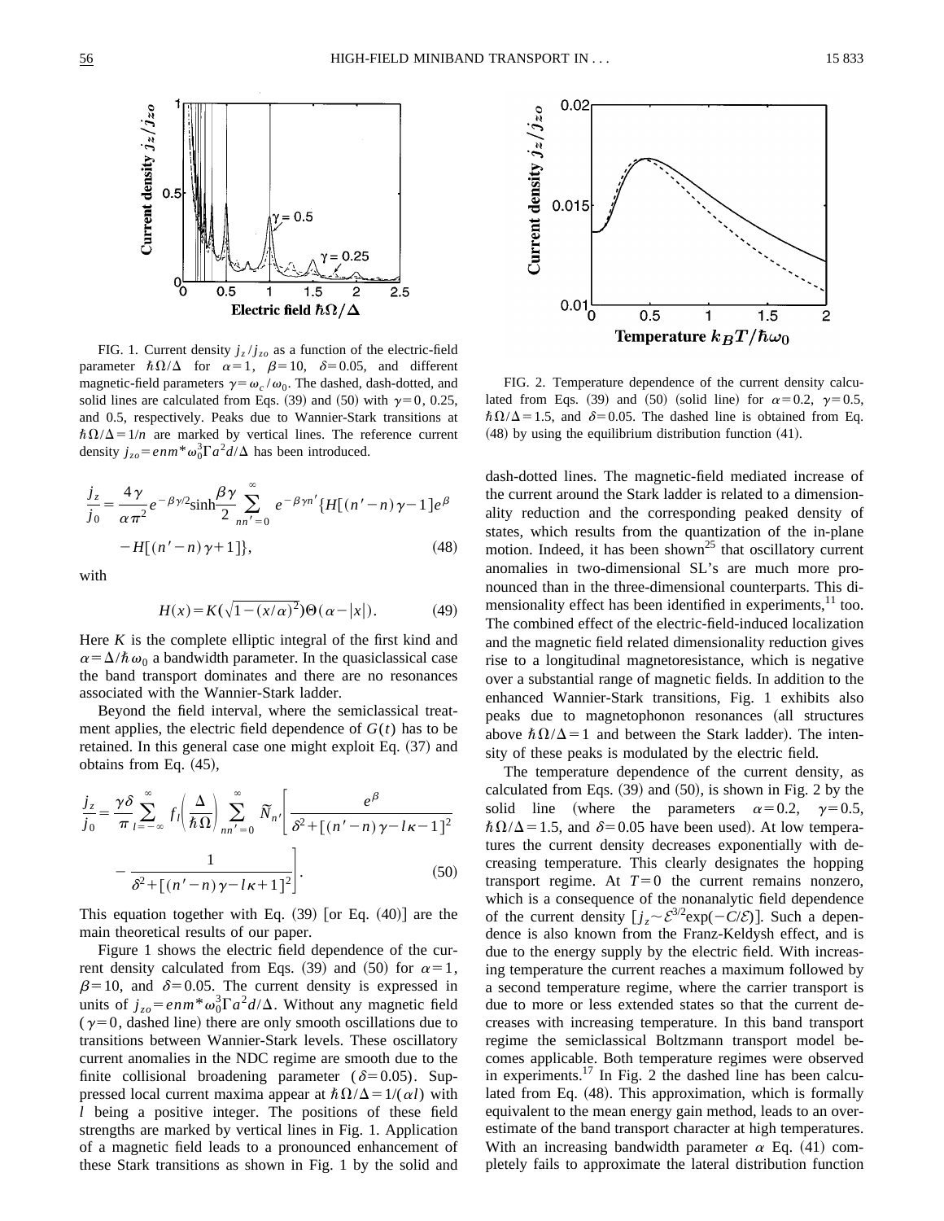FIG. 1. Current density $j_z/j_{zo}$ as a function of the electric-field parameter $\hbar\Omega/\Delta$ for $\alpha=1$, $\beta=10$, $\delta=0.05$, and different magnetic-field parameters $\gamma=\omega_c/\omega_0$. The dashed, dash-dotted, and solid lines are calculated from Eqs. (39) and (50) with $\gamma=0$, 0.25, and 0.5, respectively. Peaks due to Wannier-Stark transitions at $\hbar\Omega/\Delta=1/n$ are marked by vertical lines. The reference current density $j_{zo}=enm^*\omega_0^3\Gamma a^2 d/\Delta$ has been introduced.

$$\frac{j_z}{j_0}=\frac{4\gamma}{\alpha\pi^2}e^{-\beta\gamma/2}\sinh\frac{\beta\gamma}{2}\sum_{nn'=0}^{\infty}e^{-\beta\gamma n'}\{H[(n'-n)\gamma-1]e^{\beta}-H[(n'-n)\gamma+1]\},\tag{48}$$

with

$$H(x)=K(\sqrt{1-(x/\alpha)^2})\Theta(\alpha-|x|).\tag{49}$$

Here $K$ is the complete elliptic integral of the first kind and $\alpha=\Delta/\hbar\omega_0$ a bandwidth parameter. In the quasiclassical case the band transport dominates and there are no resonances associated with the Wannier-Stark ladder.

Beyond the field interval, where the semiclassical treatment applies, the electric field dependence of $G(t)$ has to be retained. In this general case one might exploit Eq. (37) and obtains from Eq. (45),

$$\frac{j_z}{j_0}=\frac{\gamma\delta}{\pi}\sum_{l=-\infty}^{\infty}f_l\left(\frac{\Delta}{\hbar\Omega}\right)\sum_{nn'=0}^{\infty}\tilde{N}_{n'}\left[\frac{e^{\beta}}{\delta^2+[(n'-n)\gamma-l\kappa-1]^2}-\frac{1}{\delta^2+[(n'-n)\gamma-l\kappa+1]^2}\right].\tag{50}$$

This equation together with Eq. (39) [or Eq. (40)] are the main theoretical results of our paper.

Figure 1 shows the electric field dependence of the current density calculated from Eqs. (39) and (50) for $\alpha=1$, $\beta=10$, and $\delta=0.05$. The current density is expressed in units of $j_{zo}=enm^*\omega_0^3\Gamma a^2 d/\Delta$. Without any magnetic field ($\gamma=0$, dashed line) there are only smooth oscillations due to transitions between Wannier-Stark levels. These oscillatory current anomalies in the NDC regime are smooth due to the finite collisional broadening parameter ($\delta=0.05$). Suppressed local current maxima appear at $\hbar\Omega/\Delta=1/(\alpha l)$ with $l$ being a positive integer. The positions of these field strengths are marked by vertical lines in Fig. 1. Application of a magnetic field leads to a pronounced enhancement of these Stark transitions as shown in Fig. 1 by the solid and dash-dotted lines. The magnetic-field mediated increase of the current around the Stark ladder is related to a dimensionality reduction and the corresponding peaked density of states, which results from the quantization of the in-plane motion. Indeed, it has been shown[25] that oscillatory current anomalies in two-dimensional SL's are much more pronounced than in the three-dimensional counterparts. This dimensionality effect has been identified in experiments,[11] too. The combined effect of the electric-field-induced localization and the magnetic field related dimensionality reduction gives rise to a longitudinal magnetoresistance, which is negative over a substantial range of magnetic fields. In addition to the enhanced Wannier-Stark transitions, Fig. 1 exhibits also peaks due to magnetophonon resonances (all structures above $\hbar\Omega/\Delta=1$ and between the Stark ladder). The intensity of these peaks is modulated by the electric field.

FIG. 2. Temperature dependence of the current density calculated from Eqs. (39) and (50) (solid line) for $\alpha=0.2$, $\gamma=0.5$, $\hbar\Omega/\Delta=1.5$, and $\delta=0.05$. The dashed line is obtained from Eq. (48) by using the equilibrium distribution function (41).

The temperature dependence of the current density, as calculated from Eqs. (39) and (50), is shown in Fig. 2 by the solid line (where the parameters $\alpha=0.2$, $\gamma=0.5$, $\hbar\Omega/\Delta=1.5$, and $\delta=0.05$ have been used). At low temperatures the current density decreases exponentially with decreasing temperature. This clearly designates the hopping transport regime. At $T=0$ the current remains nonzero, which is a consequence of the nonanalytic field dependence of the current density [$j_z\sim\mathcal{E}^{3/2}\exp(-C/\mathcal{E})$]. Such a dependence is also known from the Franz-Keldysh effect, and is due to the energy supply by the electric field. With increasing temperature the current reaches a maximum followed by a second temperature regime, where the carrier transport is due to more or less extended states so that the current decreases with increasing temperature. In this band transport regime the semiclassical Boltzmann transport model becomes applicable. Both temperature regimes were observed in experiments.[17] In Fig. 2 the dashed line has been calculated from Eq. (48). This approximation, which is formally equivalent to the mean energy gain method, leads to an overestimate of the band transport character at high temperatures. With an increasing bandwidth parameter $\alpha$ Eq. (41) completely fails to approximate the lateral distribution function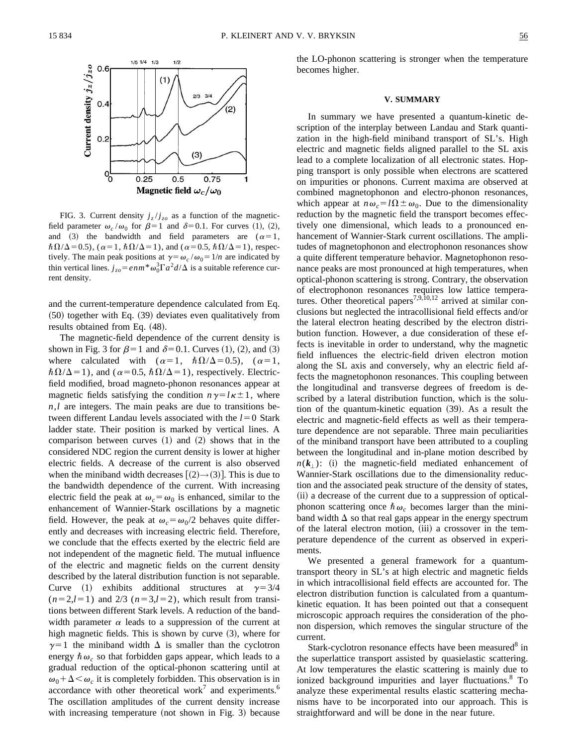FIG. 3. Current density $j_z/j_{zo}$ as a function of the magnetic-field parameter $\omega_c/\omega_0$ for $\beta=1$ and $\delta=0.1$. For curves (1), (2), and (3) the bandwidth and field parameters are ($\alpha=1$, $\hbar\Omega/\Delta=0.5$), ($\alpha=1$, $\hbar\Omega/\Delta=1$), and ($\alpha=0.5$, $\hbar\Omega/\Delta=1$), respectively. The main peak positions at $\gamma=\omega_c/\omega_0=1/n$ are indicated by thin vertical lines. $j_{zo}=enm^*\omega_0^3\Gamma a^2 d/\Delta$ is a suitable reference current density.

and the current-temperature dependence calculated from Eq. (50) together with Eq. (39) deviates even qualitatively from results obtained from Eq. (48).

The magnetic-field dependence of the current density is shown in Fig. 3 for $\beta=1$ and $\delta=0.1$. Curves (1), (2), and (3) where calculated with ($\alpha=1$, $\hbar\Omega/\Delta=0.5$), ($\alpha=1$, $\hbar\Omega/\Delta=1$), and ($\alpha=0.5$, $\hbar\Omega/\Delta=1$), respectively. Electric-field modified, broad magneto-phonon resonances appear at magnetic fields satisfying the condition $n\gamma=l\kappa\pm1$, where $n,l$ are integers. The main peaks are due to transitions between different Landau levels associated with the $l=0$ Stark ladder state. Their position is marked by vertical lines. A comparison between curves (1) and (2) shows that in the considered NDC region the current density is lower at higher electric fields. A decrease of the current is also observed when the miniband width decreases [(2)→(3)]. This is due to the bandwidth dependence of the current. With increasing electric field the peak at $\omega_c=\omega_0$ is enhanced, similar to the enhancement of Wannier-Stark oscillations by a magnetic field. However, the peak at $\omega_c=\omega_0/2$ behaves quite differently and decreases with increasing electric field. Therefore, we conclude that the effects exerted by the electric field are not independent of the magnetic field. The mutual influence of the electric and magnetic fields on the current density described by the lateral distribution function is not separable. Curve (1) exhibits additional structures at $\gamma=3/4$ ($n=2,l=1$) and 2/3 ($n=3,l=2$), which result from transitions between different Stark levels. A reduction of the bandwidth parameter $\alpha$ leads to a suppression of the current at high magnetic fields. This is shown by curve (3), where for $\gamma=1$ the miniband width $\Delta$ is smaller than the cyclotron energy $\hbar\omega_c$ so that forbidden gaps appear, which leads to a gradual reduction of the optical-phonon scattering until at $\omega_0+\Delta<\omega_c$ it is completely forbidden. This observation is in accordance with other theoretical work[7] and experiments.[6] The oscillation amplitudes of the current density increase with increasing temperature (not shown in Fig. 3) because the LO-phonon scattering is stronger when the temperature becomes higher.

## V. SUMMARY

In summary we have presented a quantum-kinetic description of the interplay between Landau and Stark quantization in the high-field miniband transport of SL's. High electric and magnetic fields aligned parallel to the SL axis lead to a complete localization of all electronic states. Hopping transport is only possible when electrons are scattered on impurities or phonons. Current maxima are observed at combined magnetophonon and electro-phonon resonances, which appear at $n\omega_c=l\Omega\pm\omega_0$. Due to the dimensionality reduction by the magnetic field the transport becomes effectively one dimensional, which leads to a pronounced enhancement of Wannier-Stark current oscillations. The amplitudes of magnetophonon and electrophonon resonances show a quite different temperature behavior. Magnetophonon resonance peaks are most pronounced at high temperatures, when optical-phonon scattering is strong. Contrary, the observation of electrophonon resonances requires low lattice temperatures. Other theoretical papers[7,9,10,12] arrived at similar conclusions but neglected the intracollisional field effects and/or the lateral electron heating described by the electron distribution function. However, a due consideration of these effects is inevitable in order to understand, why the magnetic field influences the electric-field driven electron motion along the SL axis and conversely, why an electric field affects the magnetophonon resonances. This coupling between the longitudinal and transverse degrees of freedom is described by a lateral distribution function, which is the solution of the quantum-kinetic equation (39). As a result the electric and magnetic-field effects as well as their temperature dependence are not separable. Three main peculiarities of the miniband transport have been attributed to a coupling between the longitudinal and in-plane motion described by $n(\boldsymbol{k}_\perp)$: (i) the magnetic-field mediated enhancement of Wannier-Stark oscillations due to the dimensionality reduction and the associated peak structure of the density of states, (ii) a decrease of the current due to a suppression of optical-phonon scattering once $\hbar\omega_c$ becomes larger than the miniband width $\Delta$ so that real gaps appear in the energy spectrum of the lateral electron motion, (iii) a crossover in the temperature dependence of the current as observed in experiments.

We presented a general framework for a quantum-transport theory in SL's at high electric and magnetic fields in which intracollisional field effects are accounted for. The electron distribution function is calculated from a quantum-kinetic equation. It has been pointed out that a consequent microscopic approach requires the consideration of the phonon dispersion, which removes the singular structure of the current.

Stark-cyclotron resonance effects have been measured[8] in the superlattice transport assisted by quasielastic scattering. At low temperatures the elastic scattering is mainly due to ionized background impurities and layer fluctuations.[8] To analyze these experimental results elastic scattering mechanisms have to be incorporated into our approach. This is straightforward and will be done in the near future.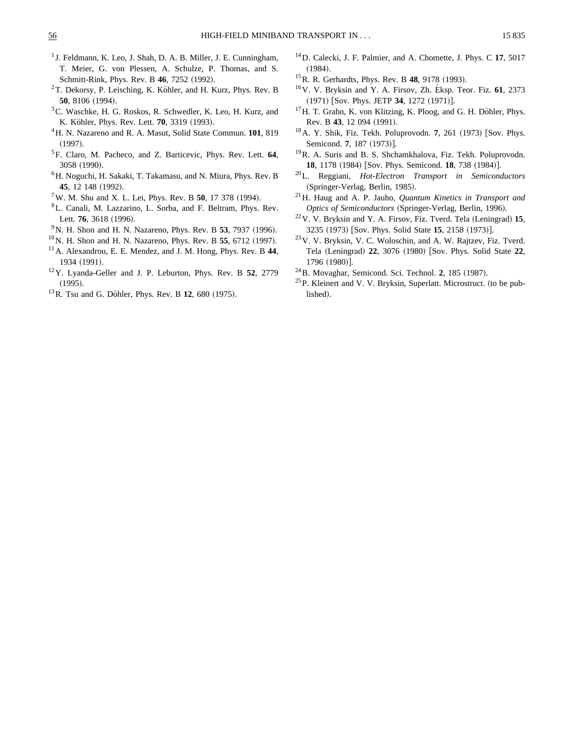[1] J. Feldmann, K. Leo, J. Shah, D. A. B. Miller, J. E. Cunningham, T. Meier, G. von Plessen, A. Schulze, P. Thomas, and S. Schmitt-Rink, Phys. Rev. B **46**, 7252 (1992).

[2] T. Dekorsy, P. Leisching, K. Köhler, and H. Kurz, Phys. Rev. B **50**, 8106 (1994).

[3] C. Waschke, H. G. Roskos, R. Schwedler, K. Leo, H. Kurz, and K. Köhler, Phys. Rev. Lett. **70**, 3319 (1993).

[4] H. N. Nazareno and R. A. Masut, Solid State Commun. **101**, 819 (1997).

[5] F. Claro, M. Pacheco, and Z. Barticevic, Phys. Rev. Lett. **64**, 3058 (1990).

[6] H. Noguchi, H. Sakaki, T. Takamasu, and N. Miura, Phys. Rev. B **45**, 12 148 (1992).

[7] W. M. Shu and X. L. Lei, Phys. Rev. B **50**, 17 378 (1994).

[8] L. Canali, M. Lazzarino, L. Sorba, and F. Beltram, Phys. Rev. Lett. **76**, 3618 (1996).

[9] N. H. Shon and H. N. Nazareno, Phys. Rev. B **53**, 7937 (1996).

[10] N. H. Shon and H. N. Nazareno, Phys. Rev. B **55**, 6712 (1997).

[11] A. Alexandrou, E. E. Mendez, and J. M. Hong, Phys. Rev. B **44**, 1934 (1991).

[12] Y. Lyanda-Geller and J. P. Leburton, Phys. Rev. B **52**, 2779 (1995).

[13] R. Tsu and G. Döhler, Phys. Rev. B **12**, 680 (1975).

[14] D. Calecki, J. F. Palmier, and A. Chomette, J. Phys. C **17**, 5017 (1984).

[15] R. R. Gerhardts, Phys. Rev. B **48**, 9178 (1993).

[16] V. V. Bryksin and Y. A. Firsov, Zh. Éksp. Teor. Fiz. **61**, 2373 (1971) [Sov. Phys. JETP **34**, 1272 (1971)].

[17] H. T. Grahn, K. von Klitzing, K. Ploog, and G. H. Döhler, Phys. Rev. B **43**, 12 094 (1991).

[18] A. Y. Shik, Fiz. Tekh. Poluprovodn. **7**, 261 (1973) [Sov. Phys. Semicond. **7**, 187 (1973)].

[19] R. A. Suris and B. S. Shchamkhalova, Fiz. Tekh. Poluprovodn. **18**, 1178 (1984) [Sov. Phys. Semicond. **18**, 738 (1984)].

[20] L. Reggiani, *Hot-Electron Transport in Semiconductors* (Springer-Verlag, Berlin, 1985).

[21] H. Haug and A. P. Jauho, *Quantum Kinetics in Transport and Optics of Semiconductors* (Springer-Verlag, Berlin, 1996).

[22] V. V. Bryksin and Y. A. Firsov, Fiz. Tverd. Tela (Leningrad) **15**, 3235 (1973) [Sov. Phys. Solid State **15**, 2158 (1973)].

[23] V. V. Bryksin, V. C. Woloschin, and A. W. Rajtzev, Fiz. Tverd. Tela (Leningrad) **22**, 3076 (1980) [Sov. Phys. Solid State **22**, 1796 (1980)].

[24] B. Movaghar, Semicond. Sci. Technol. **2**, 185 (1987).

[25] P. Kleinert and V. V. Bryksin, Superlatt. Microstruct. (to be published).